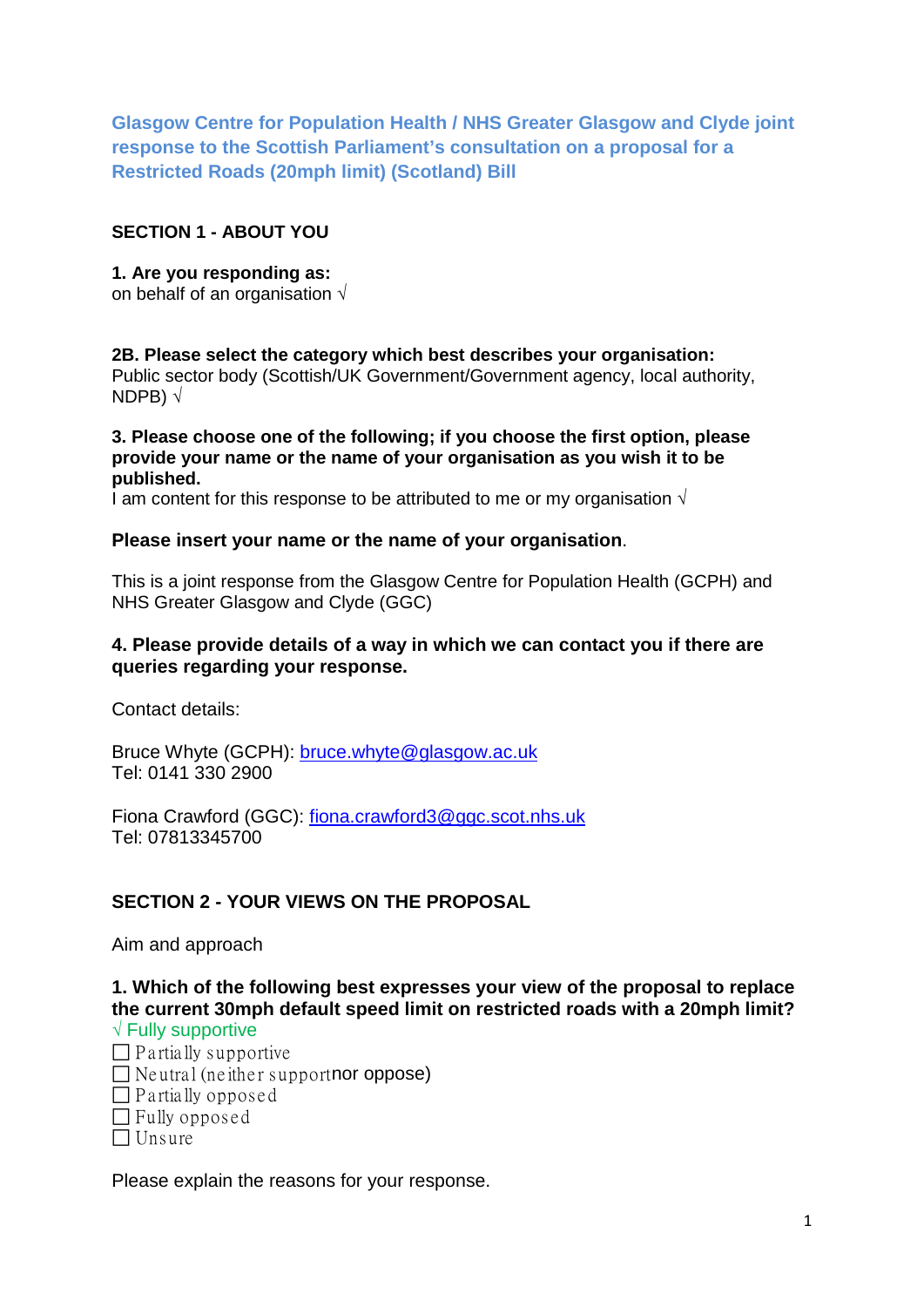# Glasgow Centre for Population Health / NHS Greater Glasgow and Clyde joint response to the Scottish Parliament's consultation on a proposal for a Restricted Roads (20mph limit) (Scotland) Bill

## SECTION 1 - ABOUT YOU

**1. Are you responding as:**
on behalf of an organisation √

**2B. Please select the category which best describes your organisation:**
Public sector body (Scottish/UK Government/Government agency, local authority, NDPB) √

**3. Please choose one of the following; if you choose the first option, please provide your name or the name of your organisation as you wish it to be published.**
I am content for this response to be attributed to me or my organisation √

**Please insert your name or the name of your organisation**.

This is a joint response from the Glasgow Centre for Population Health (GCPH) and NHS Greater Glasgow and Clyde (GGC)

**4. Please provide details of a way in which we can contact you if there are queries regarding your response.**

Contact details:

Bruce Whyte (GCPH): bruce.whyte@glasgow.ac.uk
Tel: 0141 330 2900

Fiona Crawford (GGC): fiona.crawford3@ggc.scot.nhs.uk
Tel: 07813345700

## SECTION 2 - YOUR VIEWS ON THE PROPOSAL

Aim and approach

**1. Which of the following best expresses your view of the proposal to replace the current 30mph default speed limit on restricted roads with a 20mph limit?**

√ Fully supportive
☐ Partially supportive
☐ Neutral (neither support nor oppose)
☐ Partially opposed
☐ Fully opposed
☐ Unsure

Please explain the reasons for your response.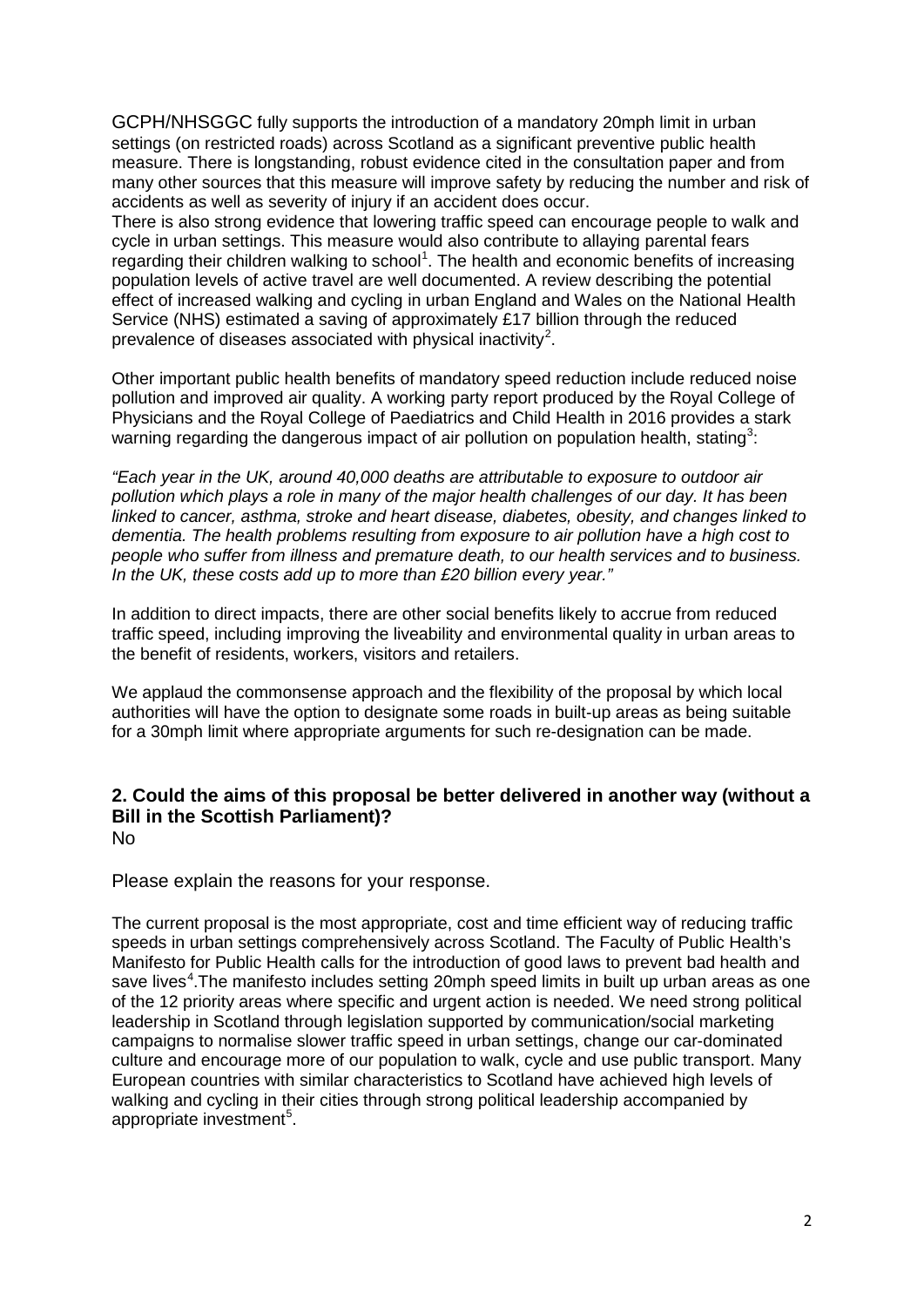GCPH/NHSGGC fully supports the introduction of a mandatory 20mph limit in urban settings (on restricted roads) across Scotland as a significant preventive public health measure. There is longstanding, robust evidence cited in the consultation paper and from many other sources that this measure will improve safety by reducing the number and risk of accidents as well as severity of injury if an accident does occur.

There is also strong evidence that lowering traffic speed can encourage people to walk and cycle in urban settings. This measure would also contribute to allaying parental fears regarding their children walking to school[1]. The health and economic benefits of increasing population levels of active travel are well documented. A review describing the potential effect of increased walking and cycling in urban England and Wales on the National Health Service (NHS) estimated a saving of approximately £17 billion through the reduced prevalence of diseases associated with physical inactivity[2].

Other important public health benefits of mandatory speed reduction include reduced noise pollution and improved air quality. A working party report produced by the Royal College of Physicians and the Royal College of Paediatrics and Child Health in 2016 provides a stark warning regarding the dangerous impact of air pollution on population health, stating[3]:

*"Each year in the UK, around 40,000 deaths are attributable to exposure to outdoor air pollution which plays a role in many of the major health challenges of our day. It has been linked to cancer, asthma, stroke and heart disease, diabetes, obesity, and changes linked to dementia. The health problems resulting from exposure to air pollution have a high cost to people who suffer from illness and premature death, to our health services and to business. In the UK, these costs add up to more than £20 billion every year."*

In addition to direct impacts, there are other social benefits likely to accrue from reduced traffic speed, including improving the liveability and environmental quality in urban areas to the benefit of residents, workers, visitors and retailers.

We applaud the commonsense approach and the flexibility of the proposal by which local authorities will have the option to designate some roads in built-up areas as being suitable for a 30mph limit where appropriate arguments for such re-designation can be made.

## 2. Could the aims of this proposal be better delivered in another way (without a Bill in the Scottish Parliament)?

No

Please explain the reasons for your response.

The current proposal is the most appropriate, cost and time efficient way of reducing traffic speeds in urban settings comprehensively across Scotland. The Faculty of Public Health's Manifesto for Public Health calls for the introduction of good laws to prevent bad health and save lives[4].The manifesto includes setting 20mph speed limits in built up urban areas as one of the 12 priority areas where specific and urgent action is needed. We need strong political leadership in Scotland through legislation supported by communication/social marketing campaigns to normalise slower traffic speed in urban settings, change our car-dominated culture and encourage more of our population to walk, cycle and use public transport. Many European countries with similar characteristics to Scotland have achieved high levels of walking and cycling in their cities through strong political leadership accompanied by appropriate investment[5].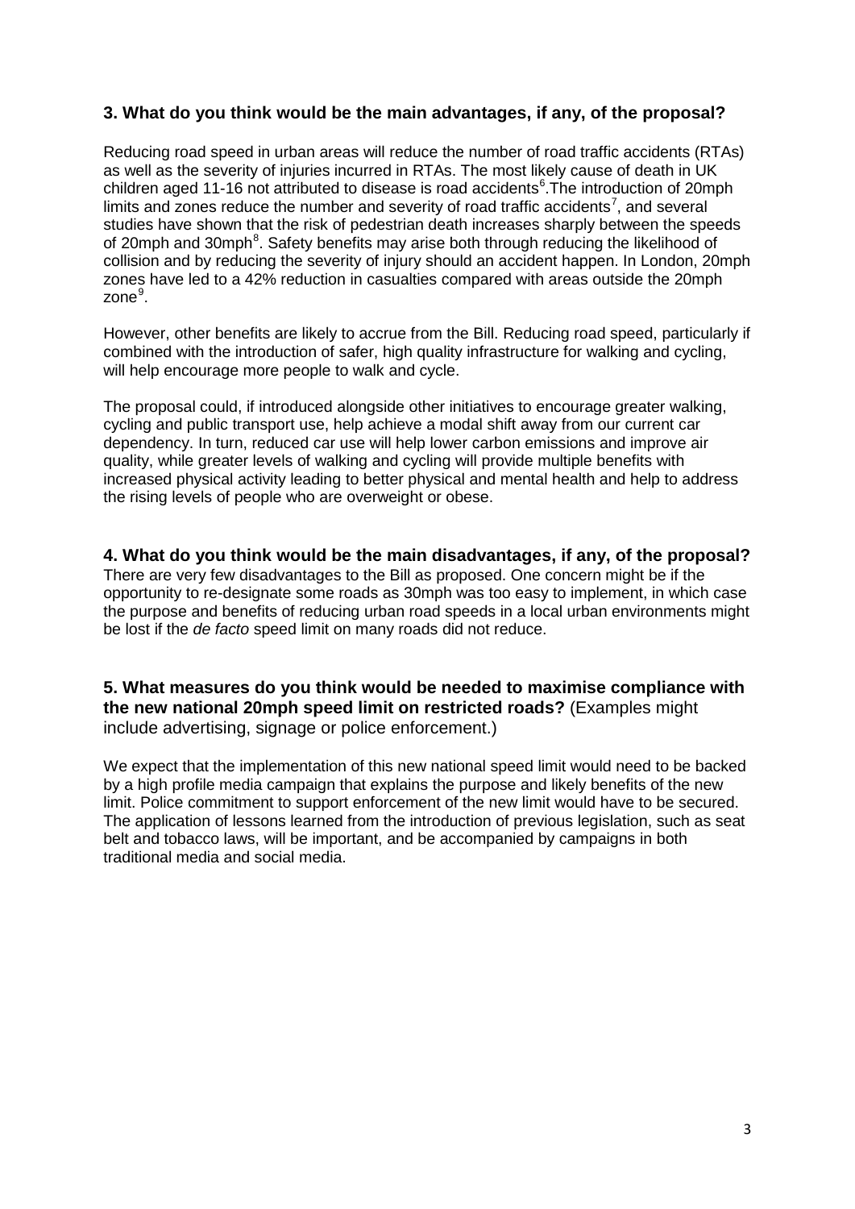### 3. What do you think would be the main advantages, if any, of the proposal?

Reducing road speed in urban areas will reduce the number of road traffic accidents (RTAs) as well as the severity of injuries incurred in RTAs. The most likely cause of death in UK children aged 11-16 not attributed to disease is road accidents[6].The introduction of 20mph limits and zones reduce the number and severity of road traffic accidents[7], and several studies have shown that the risk of pedestrian death increases sharply between the speeds of 20mph and 30mph[8]. Safety benefits may arise both through reducing the likelihood of collision and by reducing the severity of injury should an accident happen. In London, 20mph zones have led to a 42% reduction in casualties compared with areas outside the 20mph zone[9].

However, other benefits are likely to accrue from the Bill. Reducing road speed, particularly if combined with the introduction of safer, high quality infrastructure for walking and cycling, will help encourage more people to walk and cycle.

The proposal could, if introduced alongside other initiatives to encourage greater walking, cycling and public transport use, help achieve a modal shift away from our current car dependency. In turn, reduced car use will help lower carbon emissions and improve air quality, while greater levels of walking and cycling will provide multiple benefits with increased physical activity leading to better physical and mental health and help to address the rising levels of people who are overweight or obese.

### 4. What do you think would be the main disadvantages, if any, of the proposal?

There are very few disadvantages to the Bill as proposed. One concern might be if the opportunity to re-designate some roads as 30mph was too easy to implement, in which case the purpose and benefits of reducing urban road speeds in a local urban environments might be lost if the *de facto* speed limit on many roads did not reduce.

### 5. What measures do you think would be needed to maximise compliance with the new national 20mph speed limit on restricted roads? (Examples might include advertising, signage or police enforcement.)

We expect that the implementation of this new national speed limit would need to be backed by a high profile media campaign that explains the purpose and likely benefits of the new limit. Police commitment to support enforcement of the new limit would have to be secured. The application of lessons learned from the introduction of previous legislation, such as seat belt and tobacco laws, will be important, and be accompanied by campaigns in both traditional media and social media.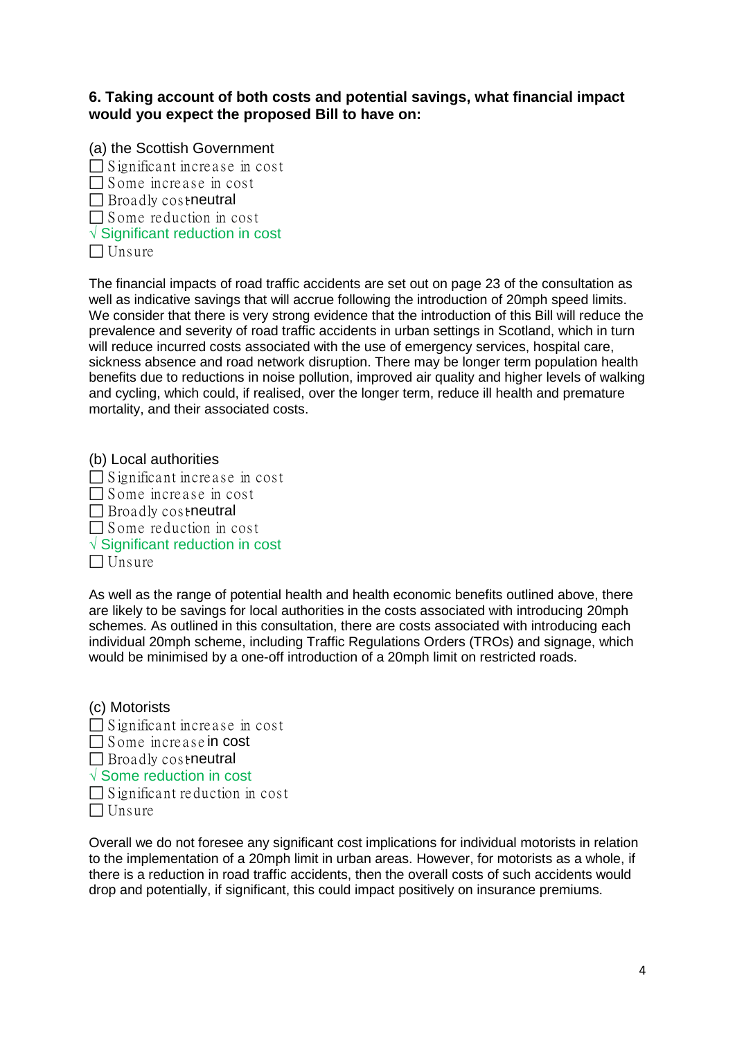**6. Taking account of both costs and potential savings, what financial impact would you expect the proposed Bill to have on:**

(a) the Scottish Government

☐ Significant increase in cost
☐ Some increase in cost
☐ Broadly cost-neutral
☐ Some reduction in cost
√ Significant reduction in cost
☐ Unsure

The financial impacts of road traffic accidents are set out on page 23 of the consultation as well as indicative savings that will accrue following the introduction of 20mph speed limits. We consider that there is very strong evidence that the introduction of this Bill will reduce the prevalence and severity of road traffic accidents in urban settings in Scotland, which in turn will reduce incurred costs associated with the use of emergency services, hospital care, sickness absence and road network disruption. There may be longer term population health benefits due to reductions in noise pollution, improved air quality and higher levels of walking and cycling, which could, if realised, over the longer term, reduce ill health and premature mortality, and their associated costs.

(b) Local authorities

☐ Significant increase in cost
☐ Some increase in cost
☐ Broadly cost-neutral
☐ Some reduction in cost
√ Significant reduction in cost
☐ Unsure

As well as the range of potential health and health economic benefits outlined above, there are likely to be savings for local authorities in the costs associated with introducing 20mph schemes. As outlined in this consultation, there are costs associated with introducing each individual 20mph scheme, including Traffic Regulations Orders (TROs) and signage, which would be minimised by a one-off introduction of a 20mph limit on restricted roads.

(c) Motorists

☐ Significant increase in cost
☐ Some increase in cost
☐ Broadly cost-neutral
√ Some reduction in cost
☐ Significant reduction in cost
☐ Unsure

Overall we do not foresee any significant cost implications for individual motorists in relation to the implementation of a 20mph limit in urban areas. However, for motorists as a whole, if there is a reduction in road traffic accidents, then the overall costs of such accidents would drop and potentially, if significant, this could impact positively on insurance premiums.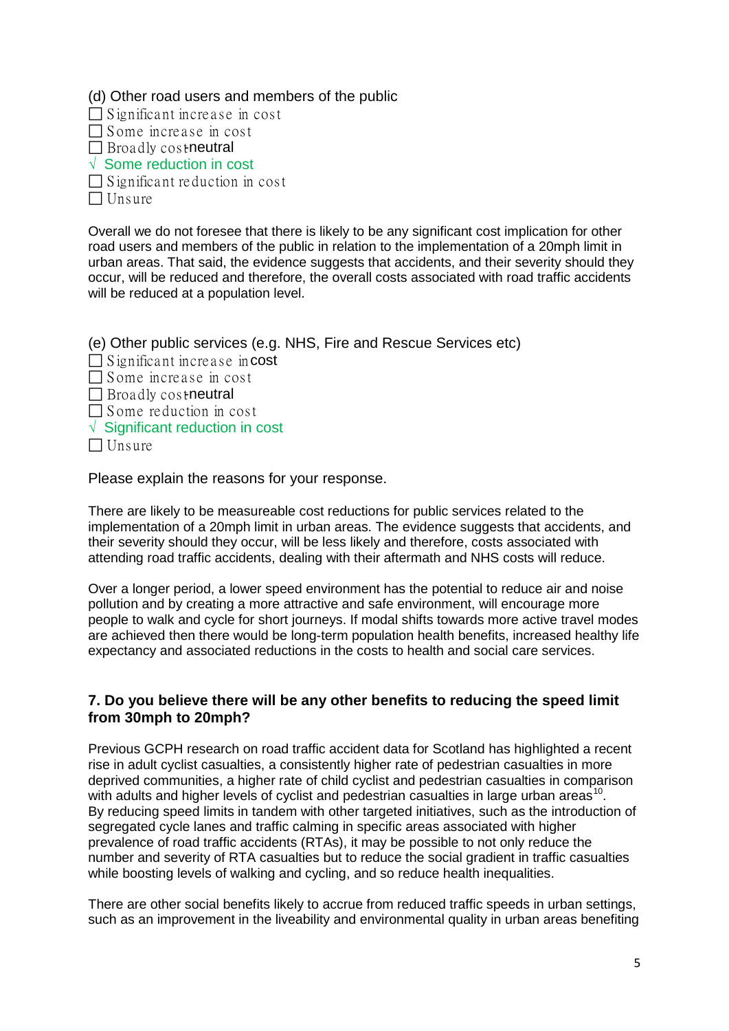(d) Other road users and members of the public

- ☐ Significant increase in cost
- ☐ Some increase in cost
- ☐ Broadly cost-neutral
- √ Some reduction in cost
- ☐ Significant reduction in cost
- ☐ Unsure

Overall we do not foresee that there is likely to be any significant cost implication for other road users and members of the public in relation to the implementation of a 20mph limit in urban areas. That said, the evidence suggests that accidents, and their severity should they occur, will be reduced and therefore, the overall costs associated with road traffic accidents will be reduced at a population level.

(e) Other public services (e.g. NHS, Fire and Rescue Services etc)

- ☐ Significant increase in cost
- ☐ Some increase in cost
- ☐ Broadly cost-neutral
- ☐ Some reduction in cost
- √ Significant reduction in cost
- ☐ Unsure

Please explain the reasons for your response.

There are likely to be measureable cost reductions for public services related to the implementation of a 20mph limit in urban areas. The evidence suggests that accidents, and their severity should they occur, will be less likely and therefore, costs associated with attending road traffic accidents, dealing with their aftermath and NHS costs will reduce.

Over a longer period, a lower speed environment has the potential to reduce air and noise pollution and by creating a more attractive and safe environment, will encourage more people to walk and cycle for short journeys. If modal shifts towards more active travel modes are achieved then there would be long-term population health benefits, increased healthy life expectancy and associated reductions in the costs to health and social care services.

### 7. Do you believe there will be any other benefits to reducing the speed limit from 30mph to 20mph?

Previous GCPH research on road traffic accident data for Scotland has highlighted a recent rise in adult cyclist casualties, a consistently higher rate of pedestrian casualties in more deprived communities, a higher rate of child cyclist and pedestrian casualties in comparison with adults and higher levels of cyclist and pedestrian casualties in large urban areas[10]. By reducing speed limits in tandem with other targeted initiatives, such as the introduction of segregated cycle lanes and traffic calming in specific areas associated with higher prevalence of road traffic accidents (RTAs), it may be possible to not only reduce the number and severity of RTA casualties but to reduce the social gradient in traffic casualties while boosting levels of walking and cycling, and so reduce health inequalities.

There are other social benefits likely to accrue from reduced traffic speeds in urban settings, such as an improvement in the liveability and environmental quality in urban areas benefiting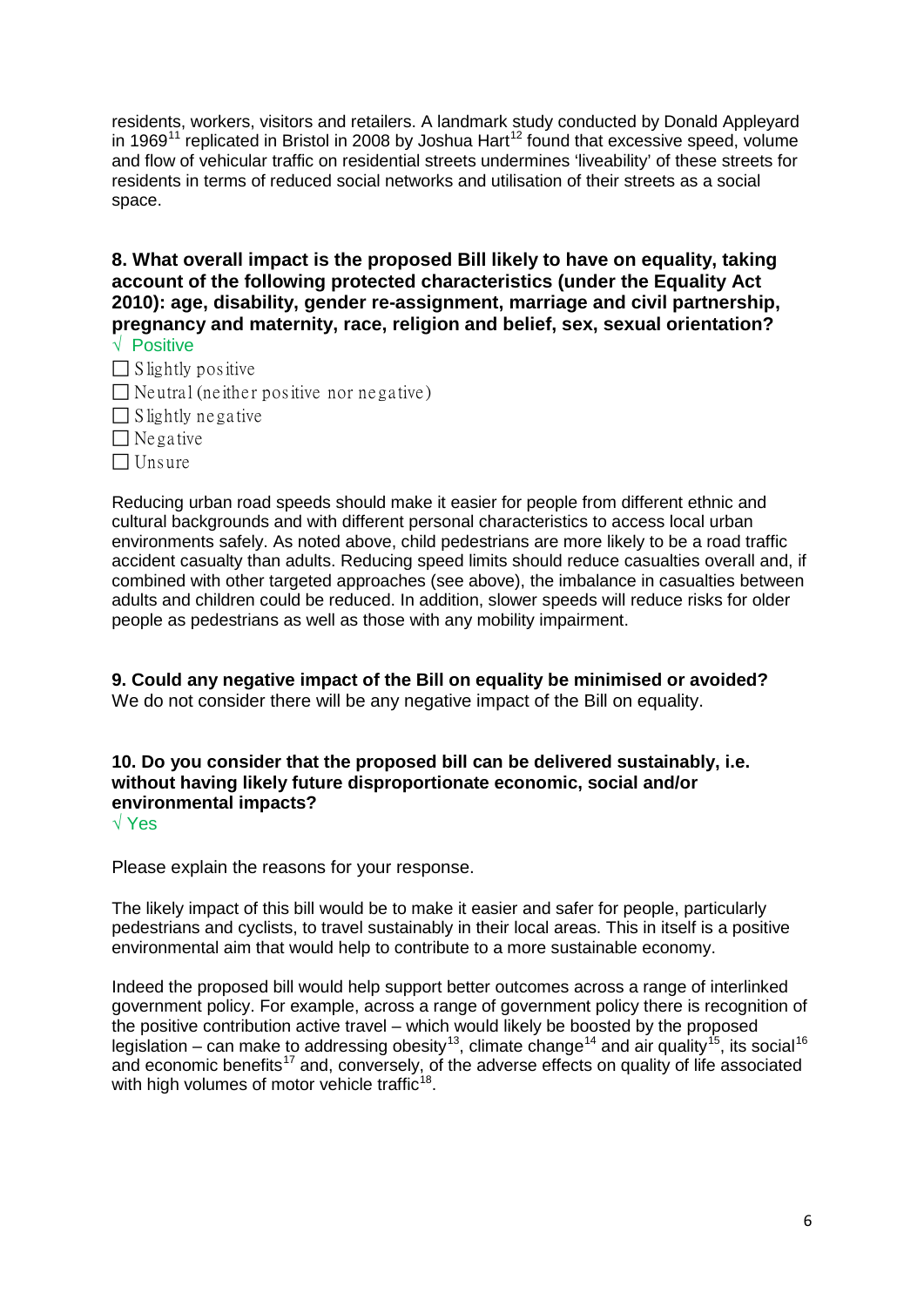residents, workers, visitors and retailers. A landmark study conducted by Donald Appleyard in 1969[11] replicated in Bristol in 2008 by Joshua Hart[12] found that excessive speed, volume and flow of vehicular traffic on residential streets undermines 'liveability' of these streets for residents in terms of reduced social networks and utilisation of their streets as a social space.

**8. What overall impact is the proposed Bill likely to have on equality, taking account of the following protected characteristics (under the Equality Act 2010): age, disability, gender re-assignment, marriage and civil partnership, pregnancy and maternity, race, religion and belief, sex, sexual orientation?**

√ Positive

☐ Slightly positive

☐ Neutral (neither positive nor negative)

☐ Slightly negative

☐ Negative

☐ Unsure

Reducing urban road speeds should make it easier for people from different ethnic and cultural backgrounds and with different personal characteristics to access local urban environments safely. As noted above, child pedestrians are more likely to be a road traffic accident casualty than adults. Reducing speed limits should reduce casualties overall and, if combined with other targeted approaches (see above), the imbalance in casualties between adults and children could be reduced. In addition, slower speeds will reduce risks for older people as pedestrians as well as those with any mobility impairment.

**9. Could any negative impact of the Bill on equality be minimised or avoided?**

We do not consider there will be any negative impact of the Bill on equality.

**10. Do you consider that the proposed bill can be delivered sustainably, i.e. without having likely future disproportionate economic, social and/or environmental impacts?**

√ Yes

Please explain the reasons for your response.

The likely impact of this bill would be to make it easier and safer for people, particularly pedestrians and cyclists, to travel sustainably in their local areas. This in itself is a positive environmental aim that would help to contribute to a more sustainable economy.

Indeed the proposed bill would help support better outcomes across a range of interlinked government policy. For example, across a range of government policy there is recognition of the positive contribution active travel – which would likely be boosted by the proposed legislation – can make to addressing obesity[13], climate change[14] and air quality[15], its social[16] and economic benefits[17] and, conversely, of the adverse effects on quality of life associated with high volumes of motor vehicle traffic[18].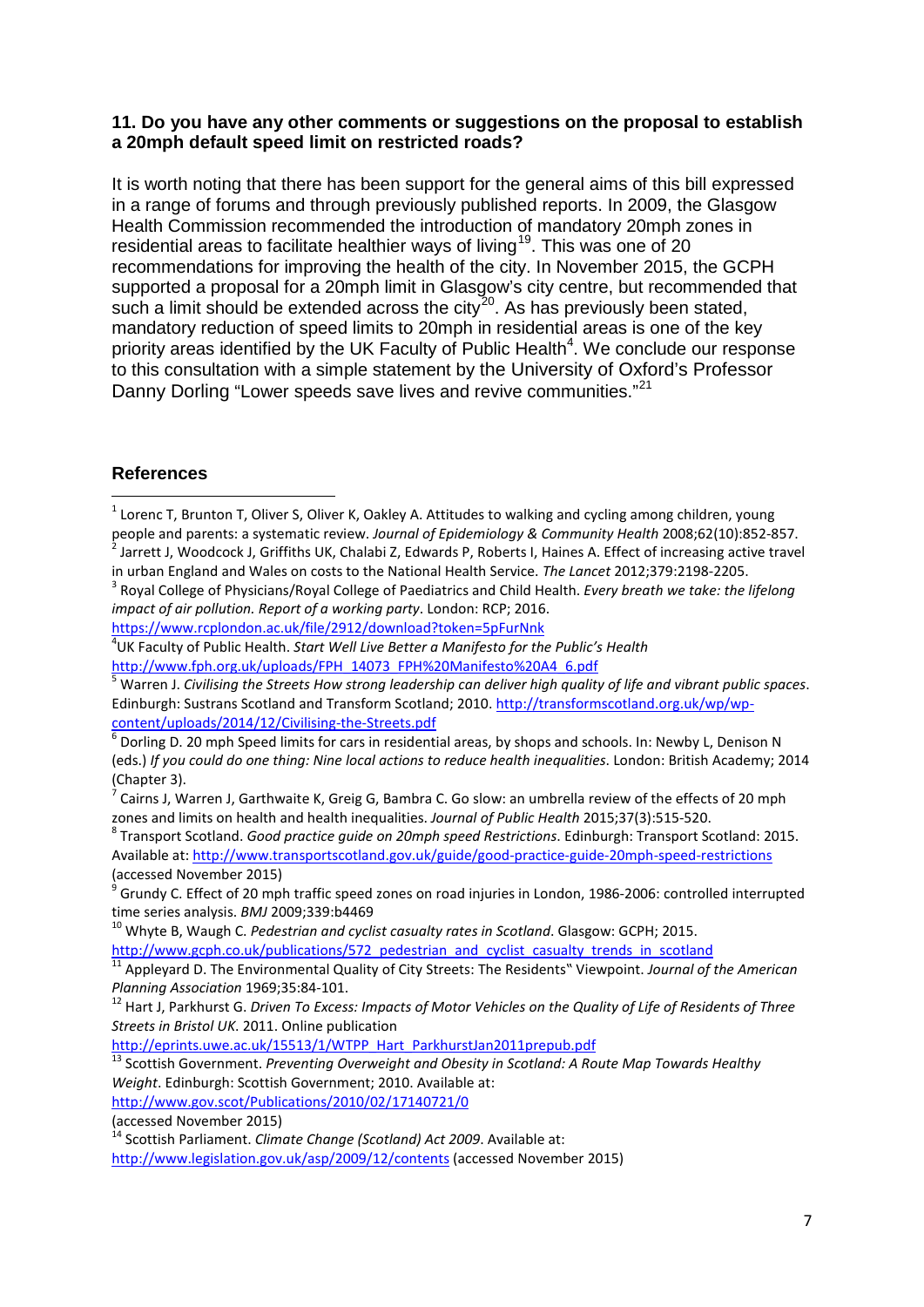**11. Do you have any other comments or suggestions on the proposal to establish a 20mph default speed limit on restricted roads?**

It is worth noting that there has been support for the general aims of this bill expressed in a range of forums and through previously published reports. In 2009, the Glasgow Health Commission recommended the introduction of mandatory 20mph zones in residential areas to facilitate healthier ways of living[19]. This was one of 20 recommendations for improving the health of the city. In November 2015, the GCPH supported a proposal for a 20mph limit in Glasgow's city centre, but recommended that such a limit should be extended across the city[20]. As has previously been stated, mandatory reduction of speed limits to 20mph in residential areas is one of the key priority areas identified by the UK Faculty of Public Health[4]. We conclude our response to this consultation with a simple statement by the University of Oxford's Professor Danny Dorling "Lower speeds save lives and revive communities."[21]

## References

[1] Lorenc T, Brunton T, Oliver S, Oliver K, Oakley A. Attitudes to walking and cycling among children, young people and parents: a systematic review. *Journal of Epidemiology & Community Health* 2008;62(10):852-857.

[2] Jarrett J, Woodcock J, Griffiths UK, Chalabi Z, Edwards P, Roberts I, Haines A. Effect of increasing active travel in urban England and Wales on costs to the National Health Service. *The Lancet* 2012;379:2198-2205.

[3] Royal College of Physicians/Royal College of Paediatrics and Child Health. *Every breath we take: the lifelong impact of air pollution. Report of a working party*. London: RCP; 2016. https://www.rcplondon.ac.uk/file/2912/download?token=5pFurNnk

[4] UK Faculty of Public Health. *Start Well Live Better a Manifesto for the Public's Health* http://www.fph.org.uk/uploads/FPH_14073_FPH%20Manifesto%20A4_6.pdf

[5] Warren J. *Civilising the Streets How strong leadership can deliver high quality of life and vibrant public spaces*. Edinburgh: Sustrans Scotland and Transform Scotland; 2010. http://transformscotland.org.uk/wp/wp-content/uploads/2014/12/Civilising-the-Streets.pdf

[6] Dorling D. 20 mph Speed limits for cars in residential areas, by shops and schools. In: Newby L, Denison N (eds.) *If you could do one thing: Nine local actions to reduce health inequalities*. London: British Academy; 2014 (Chapter 3).

[7] Cairns J, Warren J, Garthwaite K, Greig G, Bambra C. Go slow: an umbrella review of the effects of 20 mph zones and limits on health and health inequalities. *Journal of Public Health* 2015;37(3):515-520.

[8] Transport Scotland. *Good practice guide on 20mph speed Restrictions*. Edinburgh: Transport Scotland: 2015. Available at: http://www.transportscotland.gov.uk/guide/good-practice-guide-20mph-speed-restrictions (accessed November 2015)

[9] Grundy C. Effect of 20 mph traffic speed zones on road injuries in London, 1986-2006: controlled interrupted time series analysis. *BMJ* 2009;339:b4469

[10] Whyte B, Waugh C. *Pedestrian and cyclist casualty rates in Scotland*. Glasgow: GCPH; 2015. http://www.gcph.co.uk/publications/572_pedestrian_and_cyclist_casualty_trends_in_scotland

[11] Appleyard D. The Environmental Quality of City Streets: The Residents" Viewpoint. *Journal of the American Planning Association* 1969;35:84-101.

[12] Hart J, Parkhurst G. *Driven To Excess: Impacts of Motor Vehicles on the Quality of Life of Residents of Three Streets in Bristol UK*. 2011. Online publication http://eprints.uwe.ac.uk/15513/1/WTPP_Hart_ParkhurstJan2011prepub.pdf

[13] Scottish Government. *Preventing Overweight and Obesity in Scotland: A Route Map Towards Healthy Weight*. Edinburgh: Scottish Government; 2010. Available at: http://www.gov.scot/Publications/2010/02/17140721/0 (accessed November 2015)

[14] Scottish Parliament. *Climate Change (Scotland) Act 2009*. Available at: http://www.legislation.gov.uk/asp/2009/12/contents (accessed November 2015)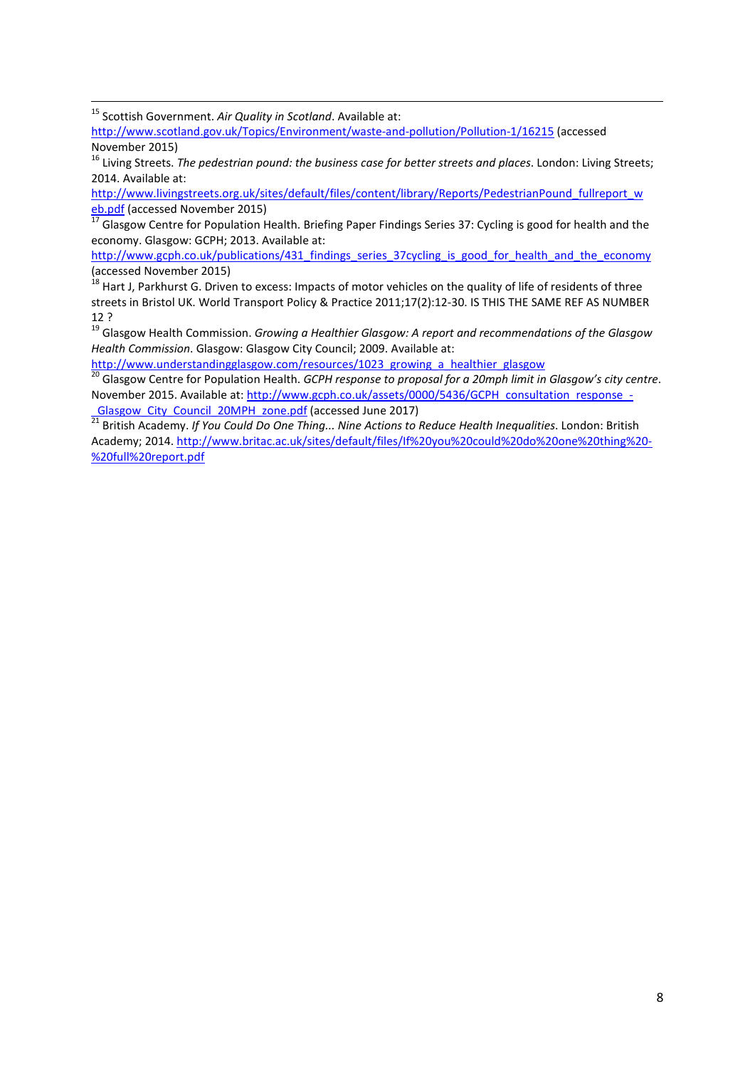[15] Scottish Government. *Air Quality in Scotland*. Available at: http://www.scotland.gov.uk/Topics/Environment/waste-and-pollution/Pollution-1/16215 (accessed November 2015)

[16] Living Streets. *The pedestrian pound: the business case for better streets and places*. London: Living Streets; 2014. Available at: http://www.livingstreets.org.uk/sites/default/files/content/library/Reports/PedestrianPound_fullreport_web.pdf (accessed November 2015)

[17] Glasgow Centre for Population Health. Briefing Paper Findings Series 37: Cycling is good for health and the economy. Glasgow: GCPH; 2013. Available at: http://www.gcph.co.uk/publications/431_findings_series_37cycling_is_good_for_health_and_the_economy (accessed November 2015)

[18] Hart J, Parkhurst G. Driven to excess: Impacts of motor vehicles on the quality of life of residents of three streets in Bristol UK. World Transport Policy & Practice 2011;17(2):12-30. IS THIS THE SAME REF AS NUMBER 12 ?

[19] Glasgow Health Commission. *Growing a Healthier Glasgow: A report and recommendations of the Glasgow Health Commission*. Glasgow: Glasgow City Council; 2009. Available at: http://www.understandingglasgow.com/resources/1023_growing_a_healthier_glasgow

[20] Glasgow Centre for Population Health. *GCPH response to proposal for a 20mph limit in Glasgow's city centre*. November 2015. Available at: http://www.gcph.co.uk/assets/0000/5436/GCPH_consultation_response_-_Glasgow_City_Council_20MPH_zone.pdf (accessed June 2017)

[21] British Academy. *If You Could Do One Thing... Nine Actions to Reduce Health Inequalities*. London: British Academy; 2014. http://www.britac.ac.uk/sites/default/files/If%20you%20could%20do%20one%20thing%20-%20full%20report.pdf